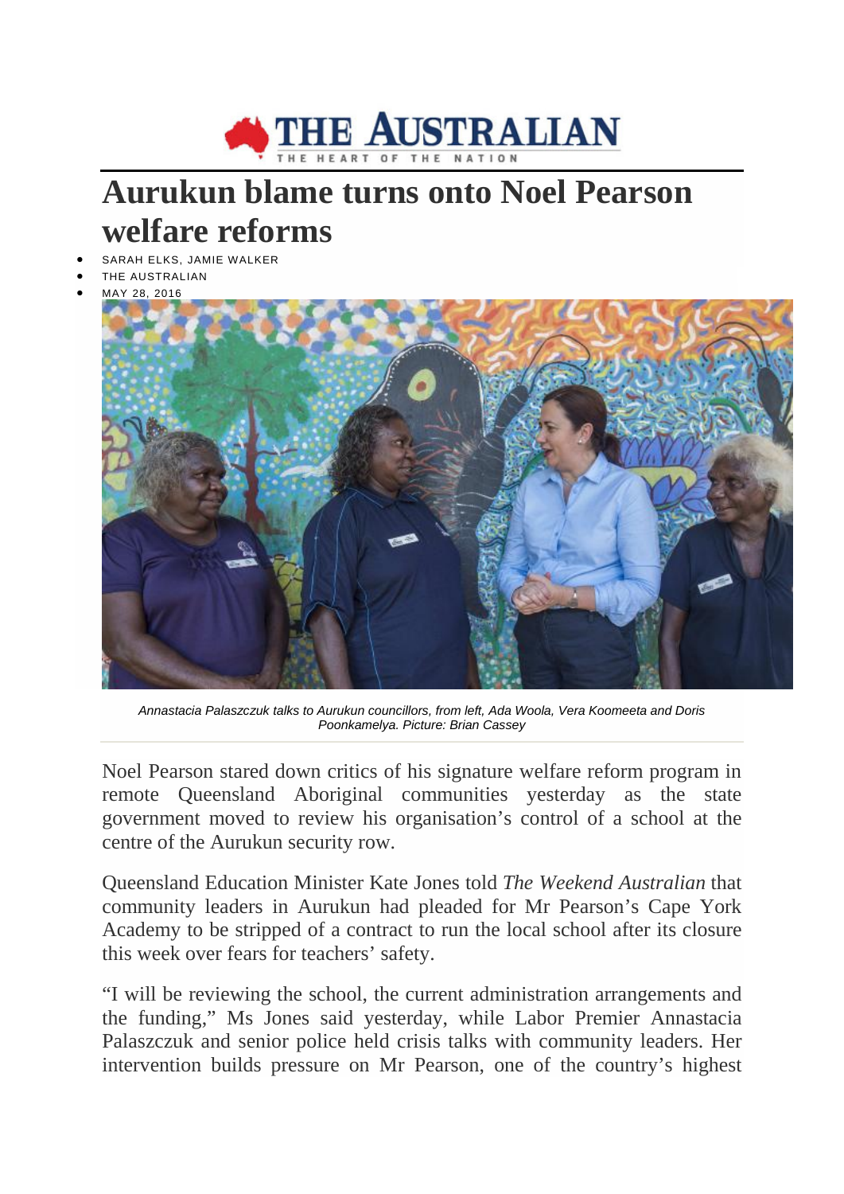THE AUSTRALIAN

THE HEART OF THE NATION

# Aurukun blame turns onto Noel Pearson welfare reforms

- SARAH ELKS, JAMIE WALKER
- THE AUSTRALIAN
- MAY 28, 2016

*Annastacia Palaszczuk talks to Aurukun councillors, from left, Ada Woola, Vera Koomeeta and Doris Poonkamelya. Picture: Brian Cassey*

Noel Pearson stared down critics of his signature welfare reform program in remote Queensland Aboriginal communities yesterday as the state government moved to review his organisation's control of a school at the centre of the Aurukun security row.

Queensland Education Minister Kate Jones told *The Weekend Australian* that community leaders in Aurukun had pleaded for Mr Pearson's Cape York Academy to be stripped of a contract to run the local school after its closure this week over fears for teachers' safety.

"I will be reviewing the school, the current administration arrangements and the funding," Ms Jones said yesterday, while Labor Premier Annastacia Palaszczuk and senior police held crisis talks with community leaders. Her intervention builds pressure on Mr Pearson, one of the country's highest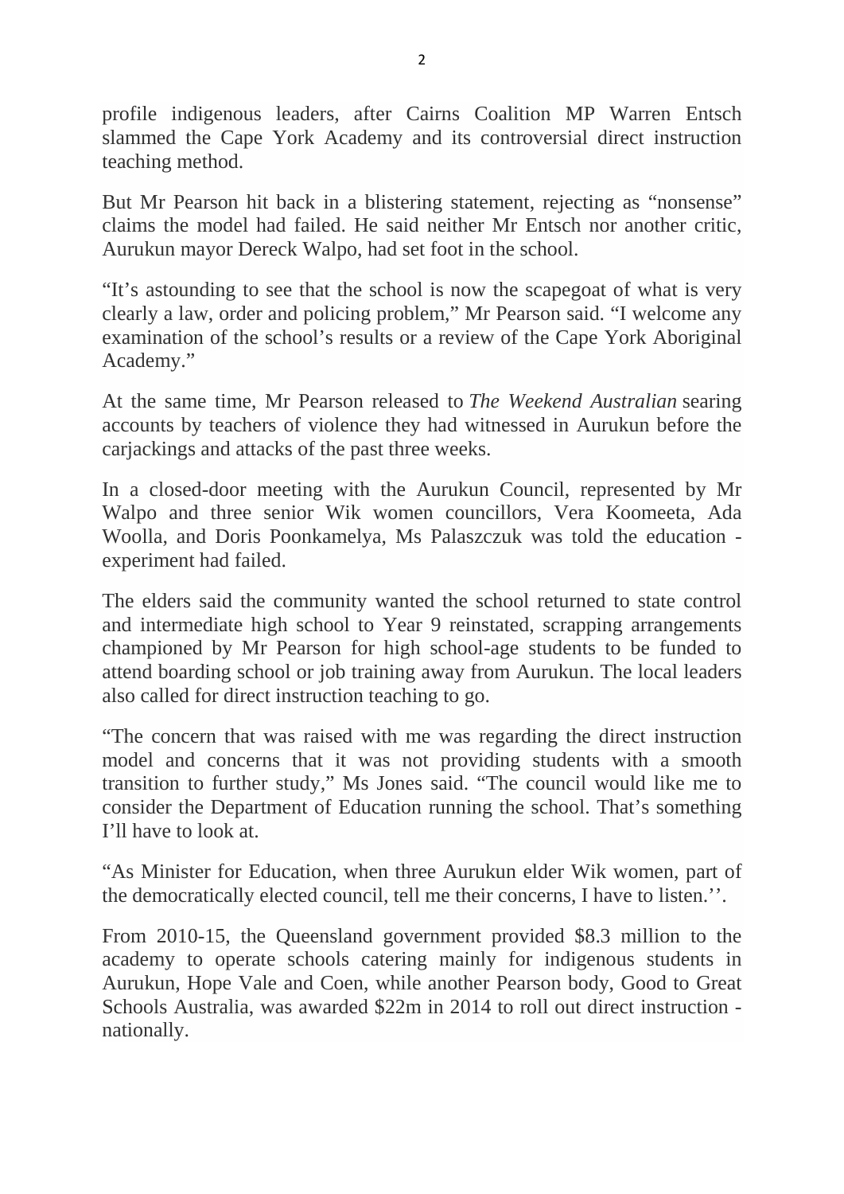profile indigenous leaders, after Cairns Coalition MP Warren Entsch slammed the Cape York Academy and its controversial direct instruction teaching method.

But Mr Pearson hit back in a blistering statement, rejecting as "nonsense" claims the model had failed. He said neither Mr Entsch nor another critic, Aurukun mayor Dereck Walpo, had set foot in the school.

"It's astounding to see that the school is now the scapegoat of what is very clearly a law, order and policing problem," Mr Pearson said. "I welcome any examination of the school's results or a review of the Cape York Aboriginal Academy."

At the same time, Mr Pearson released to *The Weekend Australian* searing accounts by teachers of violence they had witnessed in Aurukun before the carjackings and attacks of the past three weeks.

In a closed-door meeting with the Aurukun Council, represented by Mr Walpo and three senior Wik women councillors, Vera Koomeeta, Ada Woolla, and Doris Poonkamelya, Ms Palaszczuk was told the education - experiment had failed.

The elders said the community wanted the school returned to state control and intermediate high school to Year 9 reinstated, scrapping arrangements championed by Mr Pearson for high school-age students to be funded to attend boarding school or job training away from Aurukun. The local leaders also called for direct instruction teaching to go.

"The concern that was raised with me was regarding the direct instruction model and concerns that it was not providing students with a smooth transition to further study," Ms Jones said. "The council would like me to consider the Department of Education running the school. That's something I'll have to look at.

"As Minister for Education, when three Aurukun elder Wik women, part of the democratically elected council, tell me their concerns, I have to listen.''.

From 2010-15, the Queensland government provided $8.3 million to the academy to operate schools catering mainly for indigenous students in Aurukun, Hope Vale and Coen, while another Pearson body, Good to Great Schools Australia, was awarded $22m in 2014 to roll out direct instruction - nationally.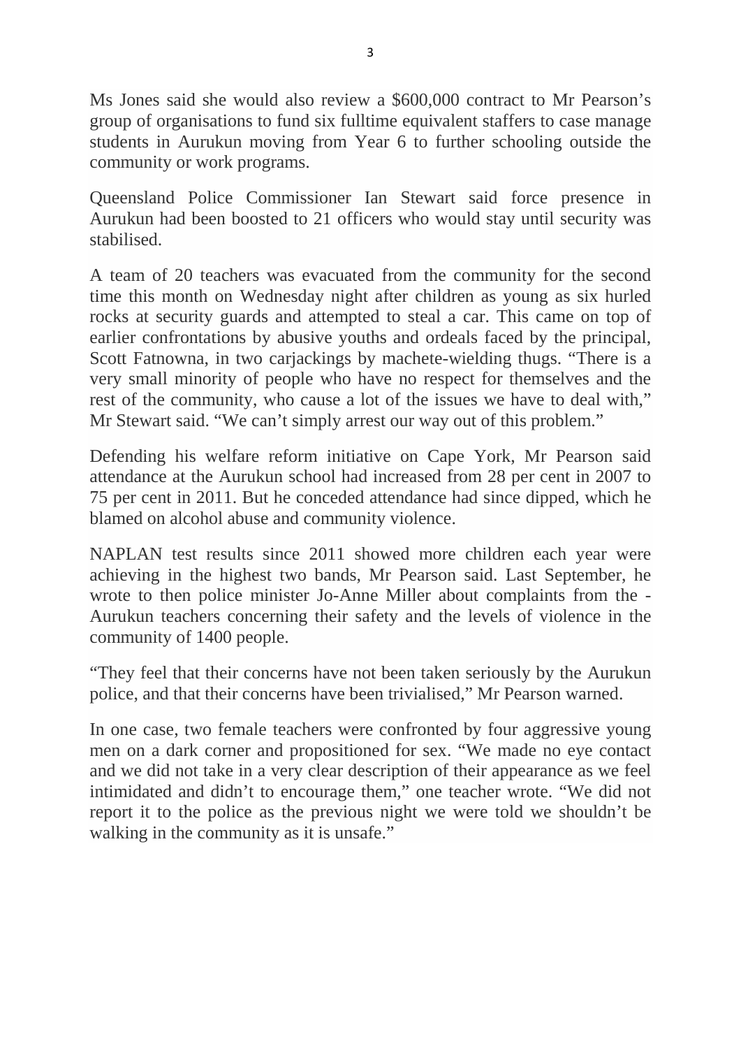Ms Jones said she would also review a $600,000 contract to Mr Pearson's group of organisations to fund six fulltime equivalent staffers to case manage students in Aurukun moving from Year 6 to further schooling outside the community or work programs.

Queensland Police Commissioner Ian Stewart said force presence in Aurukun had been boosted to 21 officers who would stay until security was stabilised.

A team of 20 teachers was evacuated from the community for the second time this month on Wednesday night after children as young as six hurled rocks at security guards and attempted to steal a car. This came on top of earlier confrontations by abusive youths and ordeals faced by the principal, Scott Fatnowna, in two carjackings by machete-wielding thugs. "There is a very small minority of people who have no respect for themselves and the rest of the community, who cause a lot of the issues we have to deal with," Mr Stewart said. "We can't simply arrest our way out of this problem."

Defending his welfare reform initiative on Cape York, Mr Pearson said attendance at the Aurukun school had increased from 28 per cent in 2007 to 75 per cent in 2011. But he conceded attendance had since dipped, which he blamed on alcohol abuse and community violence.

NAPLAN test results since 2011 showed more children each year were achieving in the highest two bands, Mr Pearson said. Last September, he wrote to then police minister Jo-Anne Miller about complaints from the - Aurukun teachers concerning their safety and the levels of violence in the community of 1400 people.

"They feel that their concerns have not been taken seriously by the Aurukun police, and that their concerns have been trivialised," Mr Pearson warned.

In one case, two female teachers were confronted by four aggressive young men on a dark corner and propositioned for sex. "We made no eye contact and we did not take in a very clear description of their appearance as we feel intimidated and didn't to encourage them," one teacher wrote. "We did not report it to the police as the previous night we were told we shouldn't be walking in the community as it is unsafe."